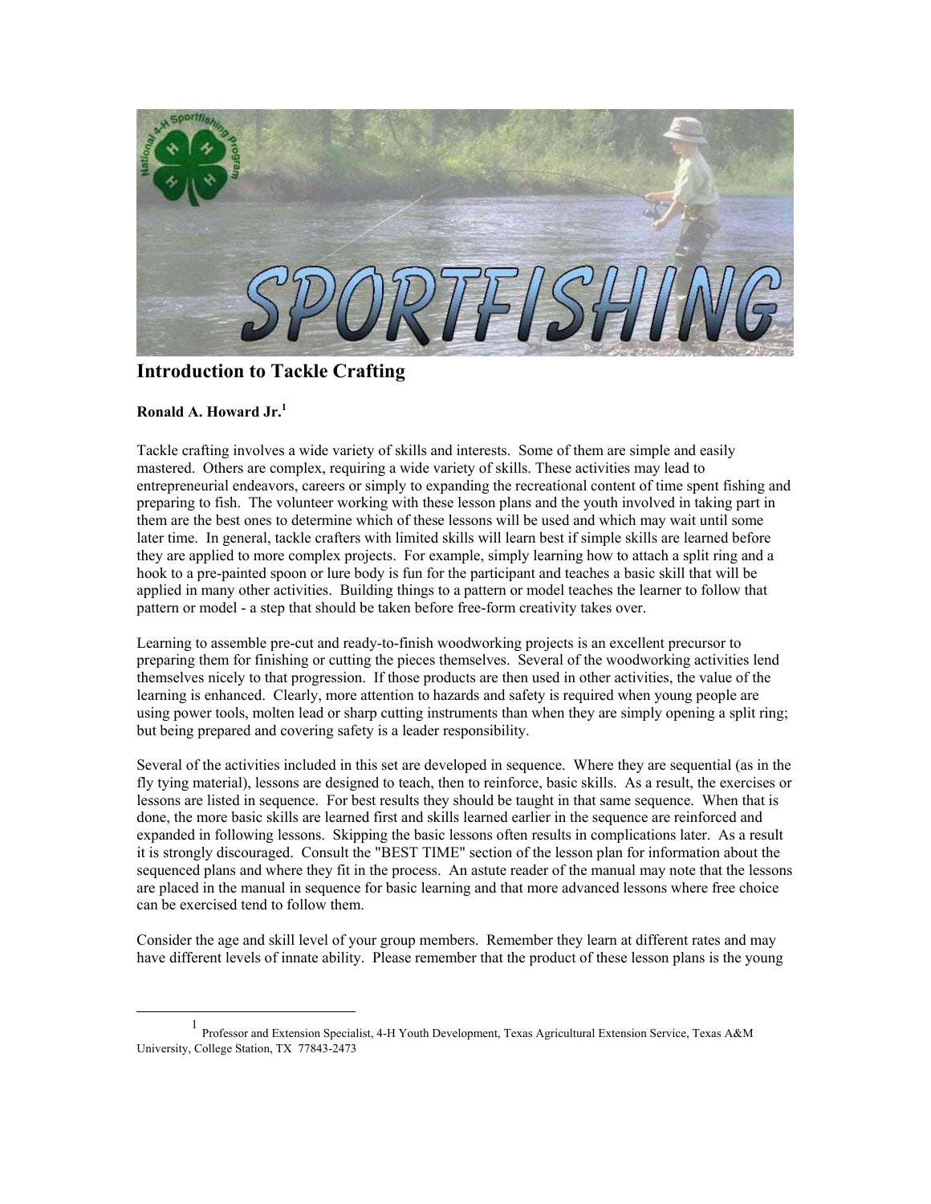# Introduction to Tackle Crafting

**Ronald A. Howard Jr.[1]**

Tackle crafting involves a wide variety of skills and interests. Some of them are simple and easily mastered. Others are complex, requiring a wide variety of skills. These activities may lead to entrepreneurial endeavors, careers or simply to expanding the recreational content of time spent fishing and preparing to fish. The volunteer working with these lesson plans and the youth involved in taking part in them are the best ones to determine which of these lessons will be used and which may wait until some later time. In general, tackle crafters with limited skills will learn best if simple skills are learned before they are applied to more complex projects. For example, simply learning how to attach a split ring and a hook to a pre-painted spoon or lure body is fun for the participant and teaches a basic skill that will be applied in many other activities. Building things to a pattern or model teaches the learner to follow that pattern or model - a step that should be taken before free-form creativity takes over.

Learning to assemble pre-cut and ready-to-finish woodworking projects is an excellent precursor to preparing them for finishing or cutting the pieces themselves. Several of the woodworking activities lend themselves nicely to that progression. If those products are then used in other activities, the value of the learning is enhanced. Clearly, more attention to hazards and safety is required when young people are using power tools, molten lead or sharp cutting instruments than when they are simply opening a split ring; but being prepared and covering safety is a leader responsibility.

Several of the activities included in this set are developed in sequence. Where they are sequential (as in the fly tying material), lessons are designed to teach, then to reinforce, basic skills. As a result, the exercises or lessons are listed in sequence. For best results they should be taught in that same sequence. When that is done, the more basic skills are learned first and skills learned earlier in the sequence are reinforced and expanded in following lessons. Skipping the basic lessons often results in complications later. As a result it is strongly discouraged. Consult the "BEST TIME" section of the lesson plan for information about the sequenced plans and where they fit in the process. An astute reader of the manual may note that the lessons are placed in the manual in sequence for basic learning and that more advanced lessons where free choice can be exercised tend to follow them.

Consider the age and skill level of your group members. Remember they learn at different rates and may have different levels of innate ability. Please remember that the product of these lesson plans is the young

---

[1] Professor and Extension Specialist, 4-H Youth Development, Texas Agricultural Extension Service, Texas A&M University, College Station, TX 77843-2473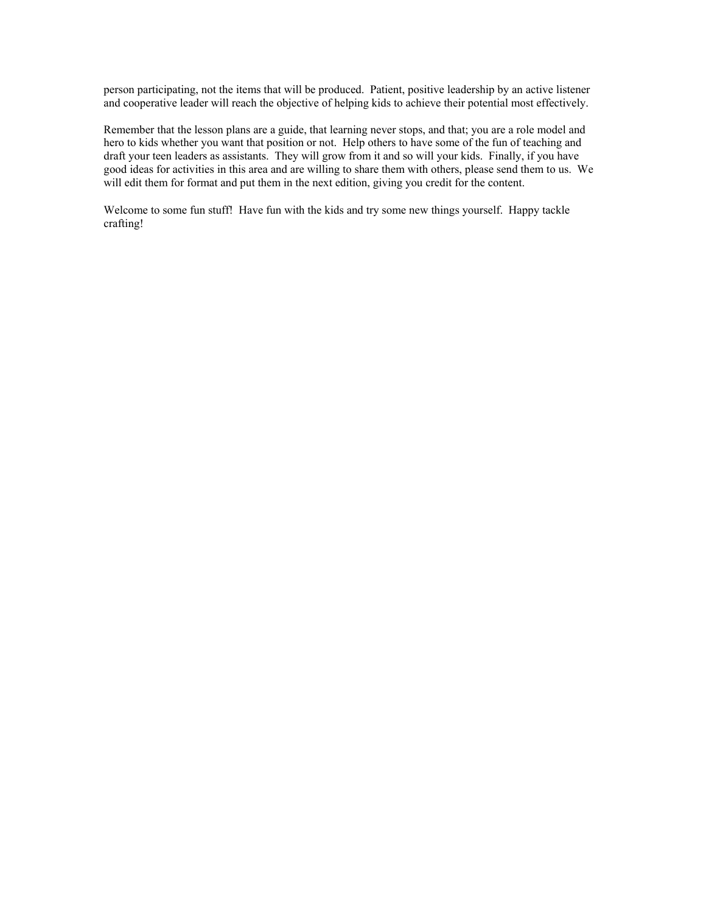person participating, not the items that will be produced. Patient, positive leadership by an active listener and cooperative leader will reach the objective of helping kids to achieve their potential most effectively.

Remember that the lesson plans are a guide, that learning never stops, and that; you are a role model and hero to kids whether you want that position or not. Help others to have some of the fun of teaching and draft your teen leaders as assistants. They will grow from it and so will your kids. Finally, if you have good ideas for activities in this area and are willing to share them with others, please send them to us. We will edit them for format and put them in the next edition, giving you credit for the content.

Welcome to some fun stuff! Have fun with the kids and try some new things yourself. Happy tackle crafting!